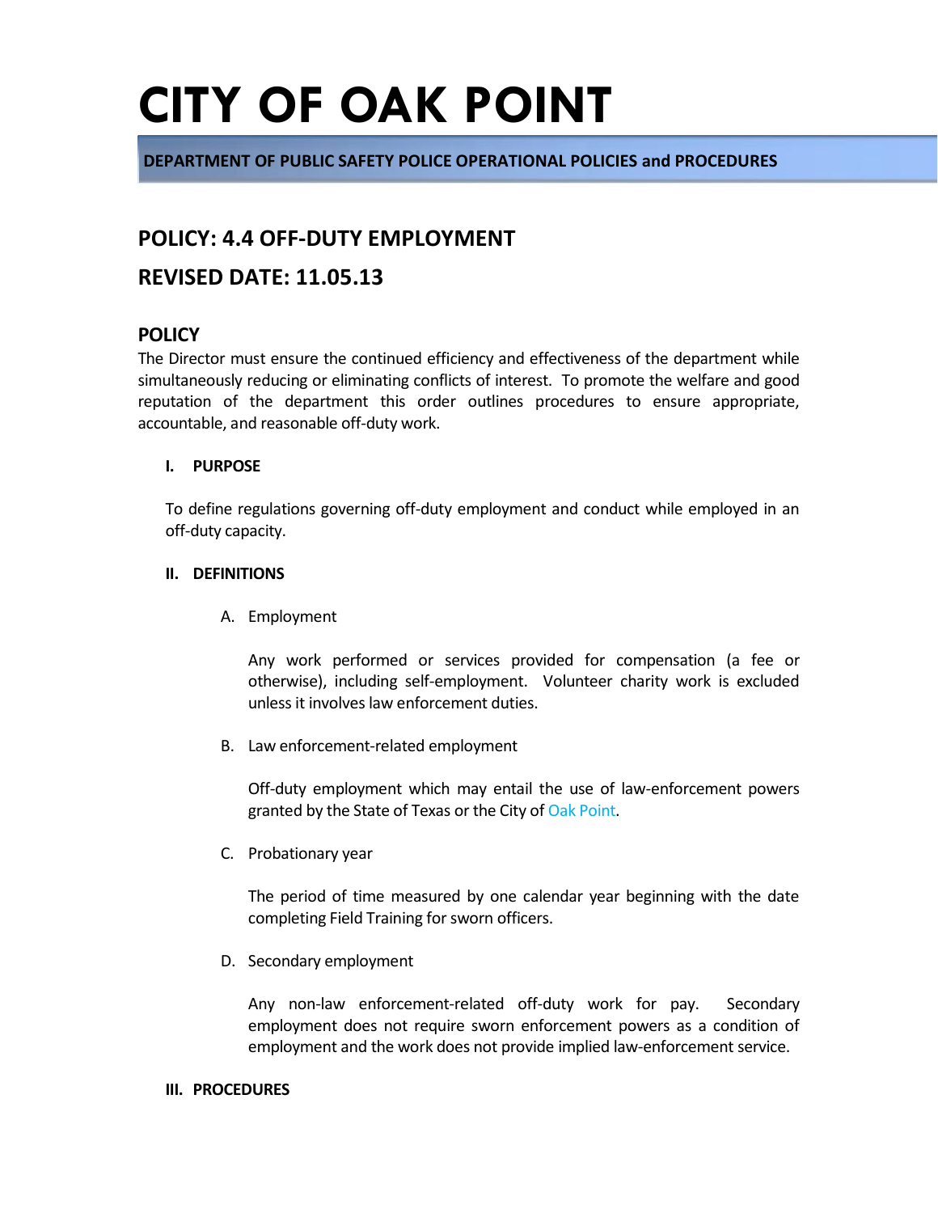# CITY OF OAK POINT

**DEPARTMENT OF PUBLIC SAFETY POLICE OPERATIONAL POLICIES and PROCEDURES**

## POLICY: 4.4 OFF-DUTY EMPLOYMENT

## REVISED DATE: 11.05.13

### POLICY

The Director must ensure the continued efficiency and effectiveness of the department while simultaneously reducing or eliminating conflicts of interest. To promote the welfare and good reputation of the department this order outlines procedures to ensure appropriate, accountable, and reasonable off-duty work.

#### I. PURPOSE

To define regulations governing off-duty employment and conduct while employed in an off-duty capacity.

#### II. DEFINITIONS

A. Employment

Any work performed or services provided for compensation (a fee or otherwise), including self-employment. Volunteer charity work is excluded unless it involves law enforcement duties.

B. Law enforcement-related employment

Off-duty employment which may entail the use of law-enforcement powers granted by the State of Texas or the City of Oak Point.

C. Probationary year

The period of time measured by one calendar year beginning with the date completing Field Training for sworn officers.

D. Secondary employment

Any non-law enforcement-related off-duty work for pay. Secondary employment does not require sworn enforcement powers as a condition of employment and the work does not provide implied law-enforcement service.

#### III. PROCEDURES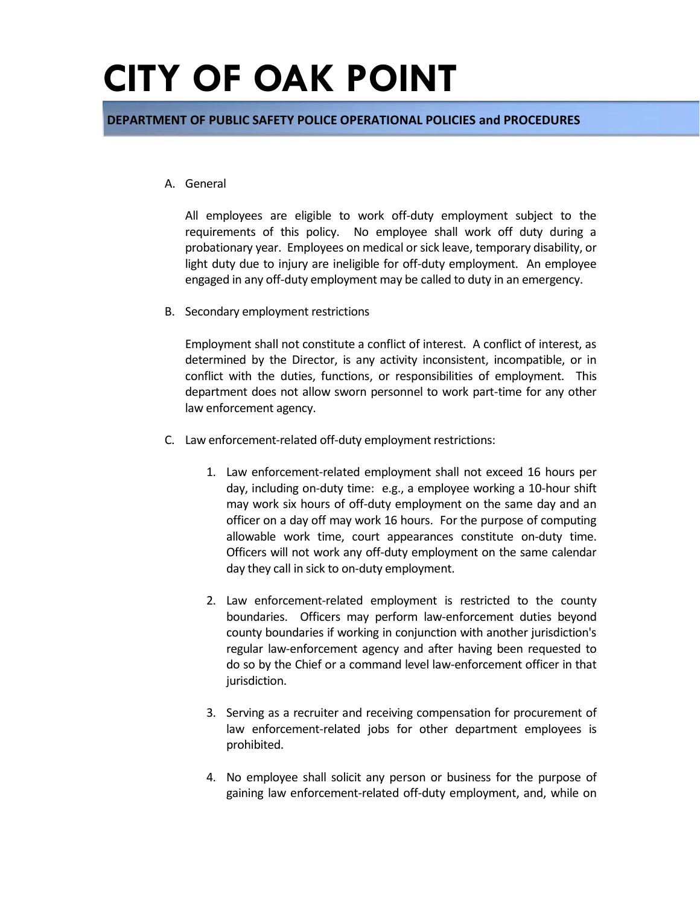A. General

All employees are eligible to work off-duty employment subject to the requirements of this policy. No employee shall work off duty during a probationary year. Employees on medical or sick leave, temporary disability, or light duty due to injury are ineligible for off-duty employment. An employee engaged in any off-duty employment may be called to duty in an emergency.

B. Secondary employment restrictions

Employment shall not constitute a conflict of interest. A conflict of interest, as determined by the Director, is any activity inconsistent, incompatible, or in conflict with the duties, functions, or responsibilities of employment. This department does not allow sworn personnel to work part-time for any other law enforcement agency.

C. Law enforcement-related off-duty employment restrictions:

1. Law enforcement-related employment shall not exceed 16 hours per day, including on-duty time: e.g., a employee working a 10-hour shift may work six hours of off-duty employment on the same day and an officer on a day off may work 16 hours. For the purpose of computing allowable work time, court appearances constitute on-duty time. Officers will not work any off-duty employment on the same calendar day they call in sick to on-duty employment.

2. Law enforcement-related employment is restricted to the county boundaries. Officers may perform law-enforcement duties beyond county boundaries if working in conjunction with another jurisdiction's regular law-enforcement agency and after having been requested to do so by the Chief or a command level law-enforcement officer in that jurisdiction.

3. Serving as a recruiter and receiving compensation for procurement of law enforcement-related jobs for other department employees is prohibited.

4. No employee shall solicit any person or business for the purpose of gaining law enforcement-related off-duty employment, and, while on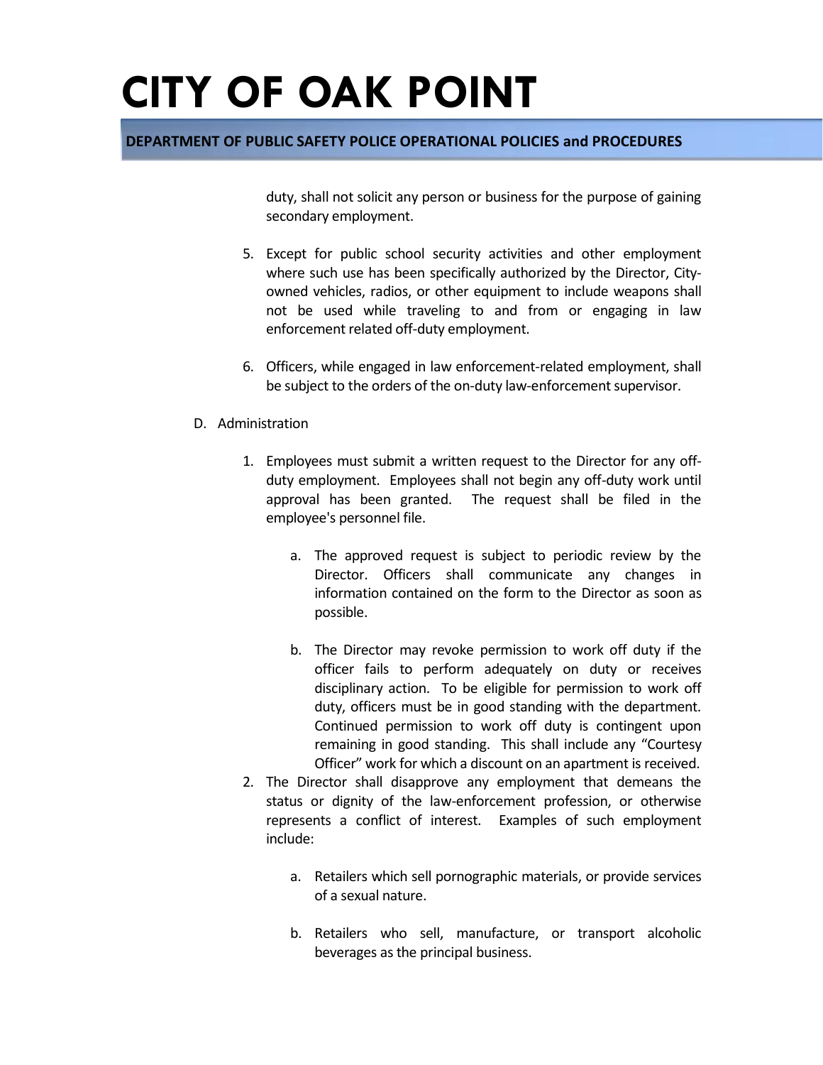duty, shall not solicit any person or business for the purpose of gaining secondary employment.

5. Except for public school security activities and other employment where such use has been specifically authorized by the Director, City-owned vehicles, radios, or other equipment to include weapons shall not be used while traveling to and from or engaging in law enforcement related off-duty employment.

6. Officers, while engaged in law enforcement-related employment, shall be subject to the orders of the on-duty law-enforcement supervisor.

D. Administration

1. Employees must submit a written request to the Director for any off-duty employment. Employees shall not begin any off-duty work until approval has been granted. The request shall be filed in the employee's personnel file.

   a. The approved request is subject to periodic review by the Director. Officers shall communicate any changes in information contained on the form to the Director as soon as possible.

   b. The Director may revoke permission to work off duty if the officer fails to perform adequately on duty or receives disciplinary action. To be eligible for permission to work off duty, officers must be in good standing with the department. Continued permission to work off duty is contingent upon remaining in good standing. This shall include any "Courtesy Officer" work for which a discount on an apartment is received.

2. The Director shall disapprove any employment that demeans the status or dignity of the law-enforcement profession, or otherwise represents a conflict of interest. Examples of such employment include:

   a. Retailers which sell pornographic materials, or provide services of a sexual nature.

   b. Retailers who sell, manufacture, or transport alcoholic beverages as the principal business.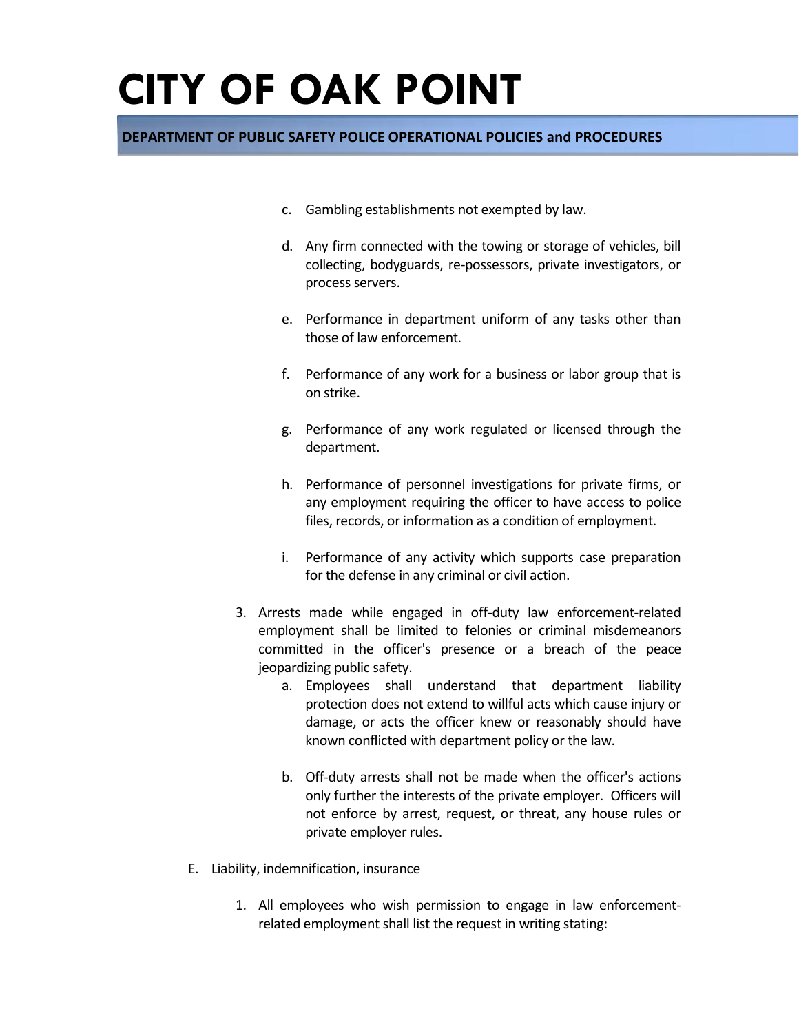c. Gambling establishments not exempted by law.

d. Any firm connected with the towing or storage of vehicles, bill collecting, bodyguards, re-possessors, private investigators, or process servers.

e. Performance in department uniform of any tasks other than those of law enforcement.

f. Performance of any work for a business or labor group that is on strike.

g. Performance of any work regulated or licensed through the department.

h. Performance of personnel investigations for private firms, or any employment requiring the officer to have access to police files, records, or information as a condition of employment.

i. Performance of any activity which supports case preparation for the defense in any criminal or civil action.

3. Arrests made while engaged in off-duty law enforcement-related employment shall be limited to felonies or criminal misdemeanors committed in the officer's presence or a breach of the peace jeopardizing public safety.
   a. Employees shall understand that department liability protection does not extend to willful acts which cause injury or damage, or acts the officer knew or reasonably should have known conflicted with department policy or the law.

   b. Off-duty arrests shall not be made when the officer's actions only further the interests of the private employer. Officers will not enforce by arrest, request, or threat, any house rules or private employer rules.

E. Liability, indemnification, insurance

1. All employees who wish permission to engage in law enforcement-related employment shall list the request in writing stating: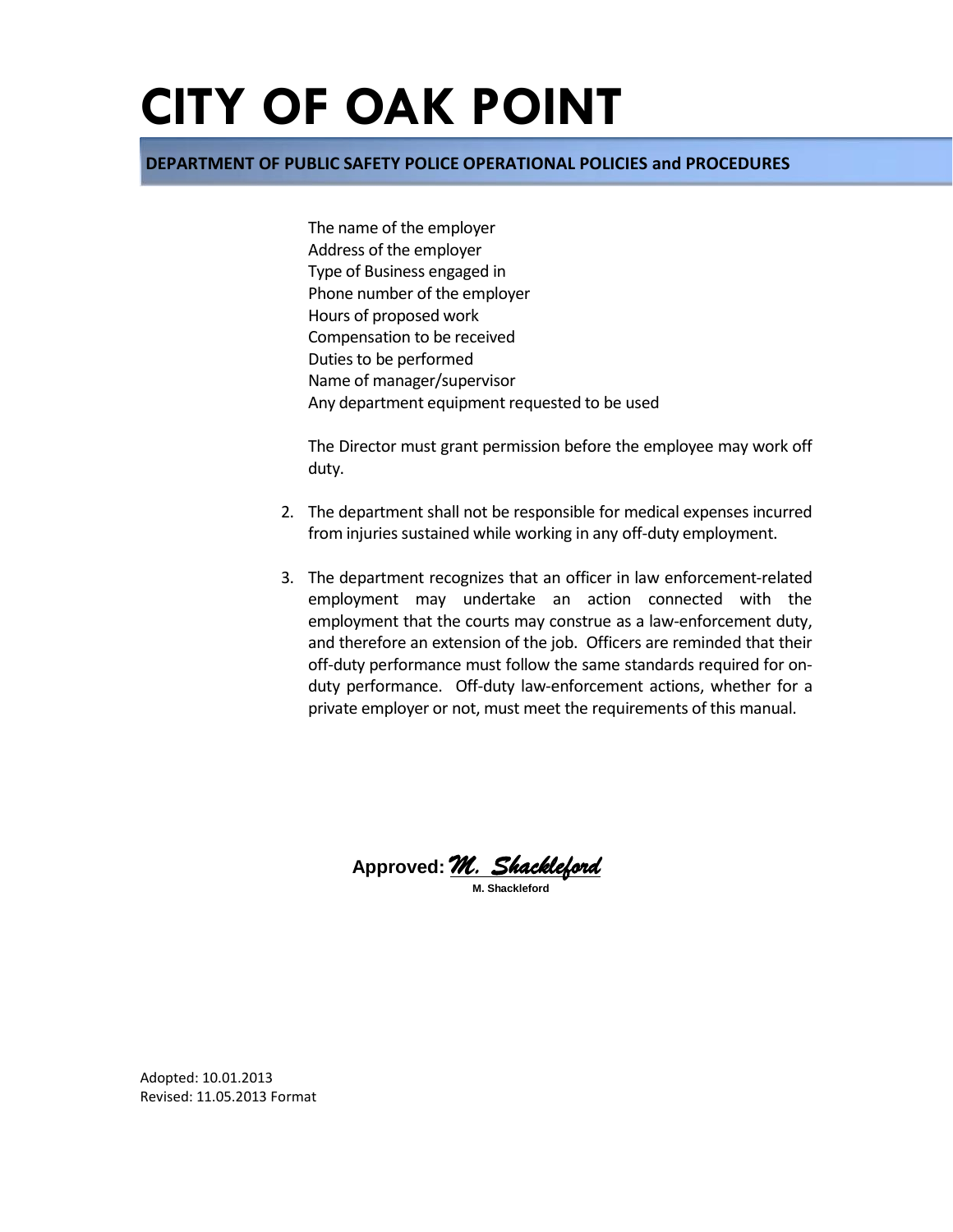The name of the employer
Address of the employer
Type of Business engaged in
Phone number of the employer
Hours of proposed work
Compensation to be received
Duties to be performed
Name of manager/supervisor
Any department equipment requested to be used

The Director must grant permission before the employee may work off duty.

2. The department shall not be responsible for medical expenses incurred from injuries sustained while working in any off-duty employment.

3. The department recognizes that an officer in law enforcement-related employment may undertake an action connected with the employment that the courts may construe as a law-enforcement duty, and therefore an extension of the job. Officers are reminded that their off-duty performance must follow the same standards required for on-duty performance. Off-duty law-enforcement actions, whether for a private employer or not, must meet the requirements of this manual.

**Approved:** *M. Shackleford*
**M. Shackleford**

Adopted: 10.01.2013
Revised: 11.05.2013 Format